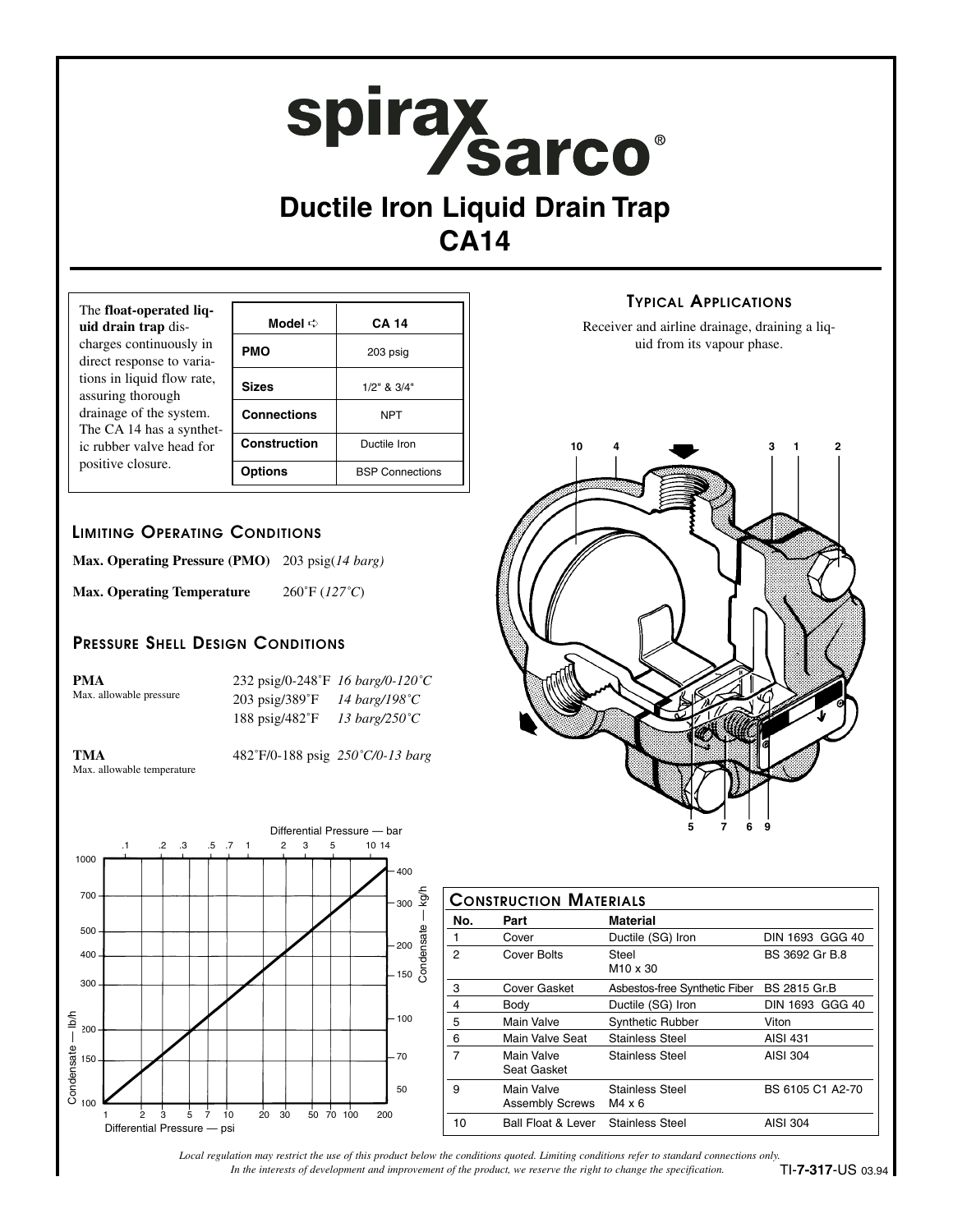# Ductile Iron Liquid Drain Trap
# CA14

The **float-operated liquid drain trap** discharges continuously in direct response to variations in liquid flow rate, assuring thorough drainage of the system. The CA 14 has a synthetic rubber valve head for positive closure.

| Model ⇨ | CA 14 |
|---|---|
| PMO | 203 psig |
| Sizes | 1/2" & 3/4" |
| Connections | NPT |
| Construction | Ductile Iron |
| Options | BSP Connections |

## Typical Applications

Receiver and airline drainage, draining a liquid from its vapour phase.

## Limiting Operating Conditions

**Max. Operating Pressure (PMO)** 203 psig(*14 barg)*

**Max. Operating Temperature** 260˚F (*127˚C*)

## Pressure Shell Design Conditions

**PMA**
Max. allowable pressure

| | |
|---|---|
| 232 psig/0-248˚F | *16 barg/0-120˚C* |
| 203 psig/389˚F | *14 barg/198˚C* |
| 188 psig/482˚F | *13 barg/250˚C* |

**TMA**
Max. allowable temperature

482˚F/0-188 psig *250˚C/0-13 barg*

## Construction Materials

| No. | Part | Material | |
|---|---|---|---|
| 1 | Cover | Ductile (SG) Iron | DIN 1693 GGG 40 |
| 2 | Cover Bolts | Steel M10 x 30 | BS 3692 Gr B.8 |
| 3 | Cover Gasket | Asbestos-free Synthetic Fiber | BS 2815 Gr.B |
| 4 | Body | Ductile (SG) Iron | DIN 1693 GGG 40 |
| 5 | Main Valve | Synthetic Rubber | Viton |
| 6 | Main Valve Seat | Stainless Steel | AISI 431 |
| 7 | Main Valve Seat Gasket | Stainless Steel | AISI 304 |
| 9 | Main Valve Assembly Screws | Stainless Steel M4 x 6 | BS 6105 C1 A2-70 |
| 10 | Ball Float & Lever | Stainless Steel | AISI 304 |

*Local regulation may restrict the use of this product below the conditions quoted. Limiting conditions refer to standard connections only.*
*In the interests of development and improvement of the product, we reserve the right to change the specification.*

TI-**7-317**-US 03.94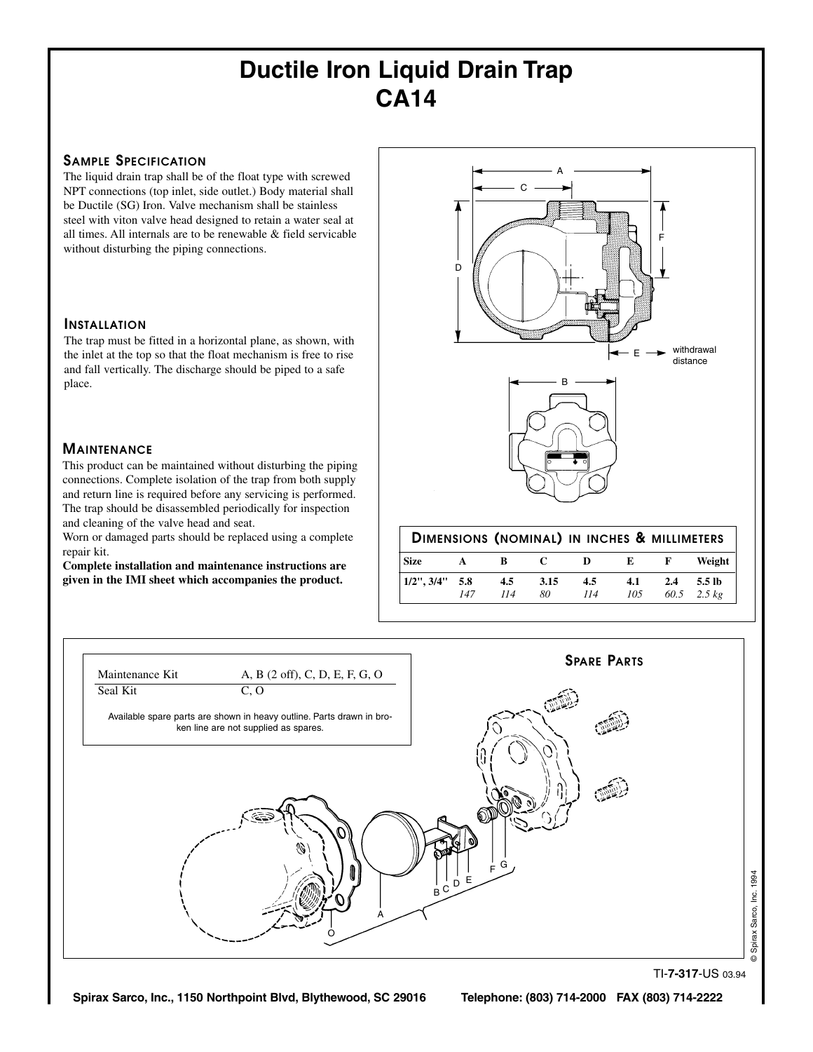# Ductile Iron Liquid Drain Trap
# CA14

## Sample Specification

The liquid drain trap shall be of the float type with screwed NPT connections (top inlet, side outlet.) Body material shall be Ductile (SG) Iron. Valve mechanism shall be stainless steel with viton valve head designed to retain a water seal at all times. All internals are to be renewable & field servicable without disturbing the piping connections.

## Installation

The trap must be fitted in a horizontal plane, as shown, with the inlet at the top so that the float mechanism is free to rise and fall vertically. The discharge should be piped to a safe place.

## Maintenance

This product can be maintained without disturbing the piping connections. Complete isolation of the trap from both supply and return line is required before any servicing is performed. The trap should be disassembled periodically for inspection and cleaning of the valve head and seat.
Worn or damaged parts should be replaced using a complete repair kit.
**Complete installation and maintenance instructions are given in the IMI sheet which accompanies the product.**

A
C
F
D
E
withdrawal distance
B

## Dimensions (nominal) in inches & millimeters

| Size | A | B | C | D | E | F | Weight |
|---|---|---|---|---|---|---|---|
| 1/2", 3/4" | **5.8** | **4.5** | **3.15** | **4.5** | **4.1** | **2.4** | **5.5 lb** |
| | *147* | *114* | *80* | *114* | *105* | *60.5* | *2.5 kg* |

## Spare Parts

| | |
|---|---|
| Maintenance Kit | A, B (2 off), C, D, E, F, G, O |
| Seal Kit | C, O |

Available spare parts are shown in heavy outline. Parts drawn in broken line are not supplied as spares.

B C D E F G A O

© Spirax Sarco, Inc. 1994

TI-**7-317**-US 03.94

**Spirax Sarco, Inc., 1150 Northpoint Blvd, Blythewood, SC 29016 Telephone: (803) 714-2000 FAX (803) 714-2222**